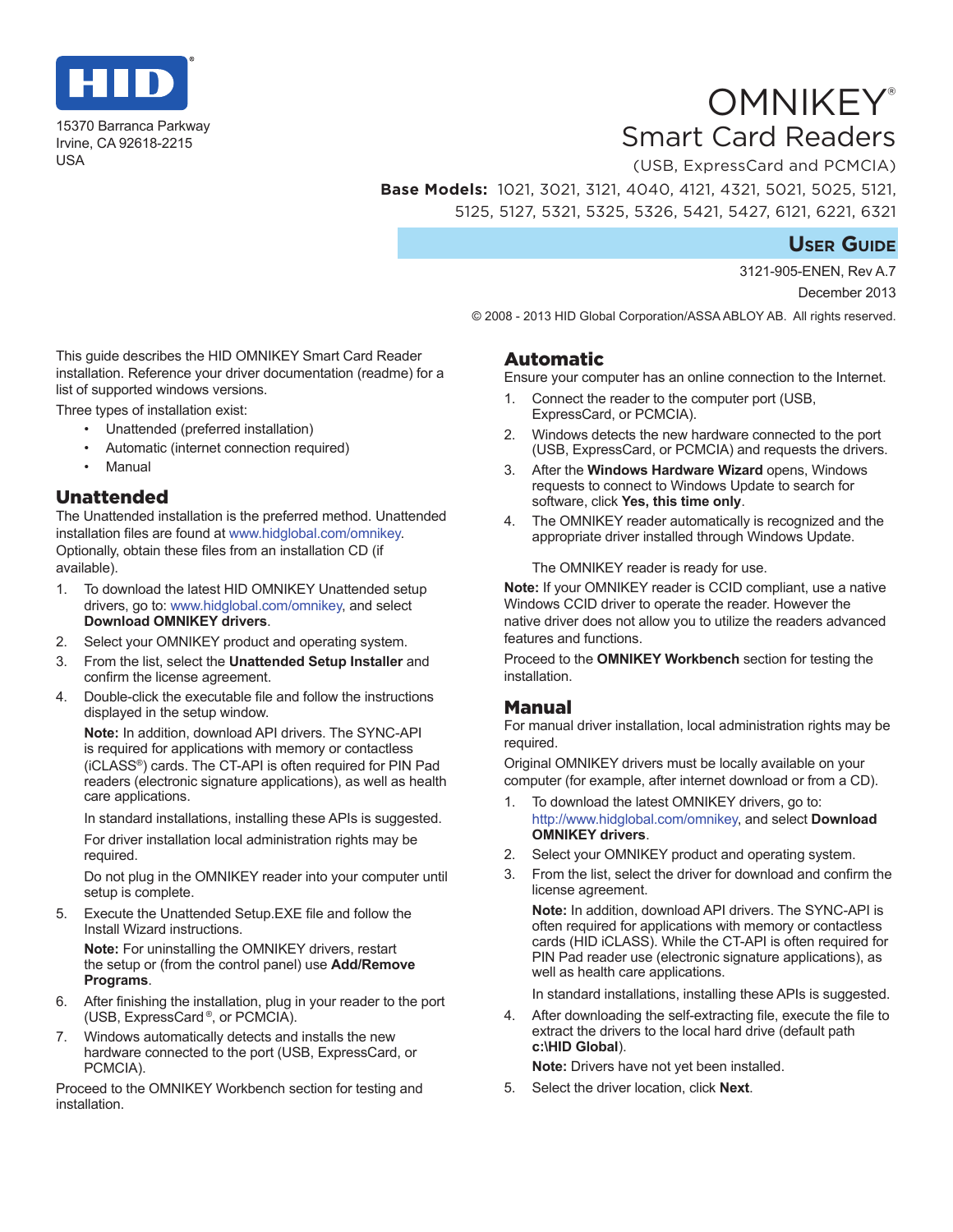HID®

15370 Barranca Parkway
Irvine, CA 92618-2215
USA

# OMNIKEY®
## Smart Card Readers

(USB, ExpressCard and PCMCIA)

**Base Models:** 1021, 3021, 3121, 4040, 4121, 4321, 5021, 5025, 5121, 5125, 5127, 5321, 5325, 5326, 5421, 5427, 6121, 6221, 6321

**USER GUIDE**

3121-905-ENEN, Rev A.7

December 2013

© 2008 - 2013 HID Global Corporation/ASSA ABLOY AB. All rights reserved.

This guide describes the HID OMNIKEY Smart Card Reader installation. Reference your driver documentation (readme) for a list of supported windows versions.

Three types of installation exist:

- Unattended (preferred installation)
- Automatic (internet connection required)
- Manual

## Unattended

The Unattended installation is the preferred method. Unattended installation files are found at www.hidglobal.com/omnikey. Optionally, obtain these files from an installation CD (if available).

1. To download the latest HID OMNIKEY Unattended setup drivers, go to: www.hidglobal.com/omnikey, and select **Download OMNIKEY drivers**.
2. Select your OMNIKEY product and operating system.
3. From the list, select the **Unattended Setup Installer** and confirm the license agreement.
4. Double-click the executable file and follow the instructions displayed in the setup window.

   **Note:** In addition, download API drivers. The SYNC-API is required for applications with memory or contactless (iCLASS®) cards. The CT-API is often required for PIN Pad readers (electronic signature applications), as well as health care applications.

   In standard installations, installing these APIs is suggested.

   For driver installation local administration rights may be required.

   Do not plug in the OMNIKEY reader into your computer until setup is complete.

5. Execute the Unattended Setup.EXE file and follow the Install Wizard instructions.

   **Note:** For uninstalling the OMNIKEY drivers, restart the setup or (from the control panel) use **Add/Remove Programs**.

6. After finishing the installation, plug in your reader to the port (USB, ExpressCard®, or PCMCIA).
7. Windows automatically detects and installs the new hardware connected to the port (USB, ExpressCard, or PCMCIA).

Proceed to the OMNIKEY Workbench section for testing and installation.

## Automatic

Ensure your computer has an online connection to the Internet.

1. Connect the reader to the computer port (USB, ExpressCard, or PCMCIA).
2. Windows detects the new hardware connected to the port (USB, ExpressCard, or PCMCIA) and requests the drivers.
3. After the **Windows Hardware Wizard** opens, Windows requests to connect to Windows Update to search for software, click **Yes, this time only**.
4. The OMNIKEY reader automatically is recognized and the appropriate driver installed through Windows Update.

   The OMNIKEY reader is ready for use.

**Note:** If your OMNIKEY reader is CCID compliant, use a native Windows CCID driver to operate the reader. However the native driver does not allow you to utilize the readers advanced features and functions.

Proceed to the **OMNIKEY Workbench** section for testing the installation.

## Manual

For manual driver installation, local administration rights may be required.

Original OMNIKEY drivers must be locally available on your computer (for example, after internet download or from a CD).

1. To download the latest OMNIKEY drivers, go to: http://www.hidglobal.com/omnikey, and select **Download OMNIKEY drivers**.
2. Select your OMNIKEY product and operating system.
3. From the list, select the driver for download and confirm the license agreement.

   **Note:** In addition, download API drivers. The SYNC-API is often required for applications with memory or contactless cards (HID iCLASS). While the CT-API is often required for PIN Pad reader use (electronic signature applications), as well as health care applications.

   In standard installations, installing these APIs is suggested.

4. After downloading the self-extracting file, execute the file to extract the drivers to the local hard drive (default path **c:\HID Global**).

   **Note:** Drivers have not yet been installed.

5. Select the driver location, click **Next**.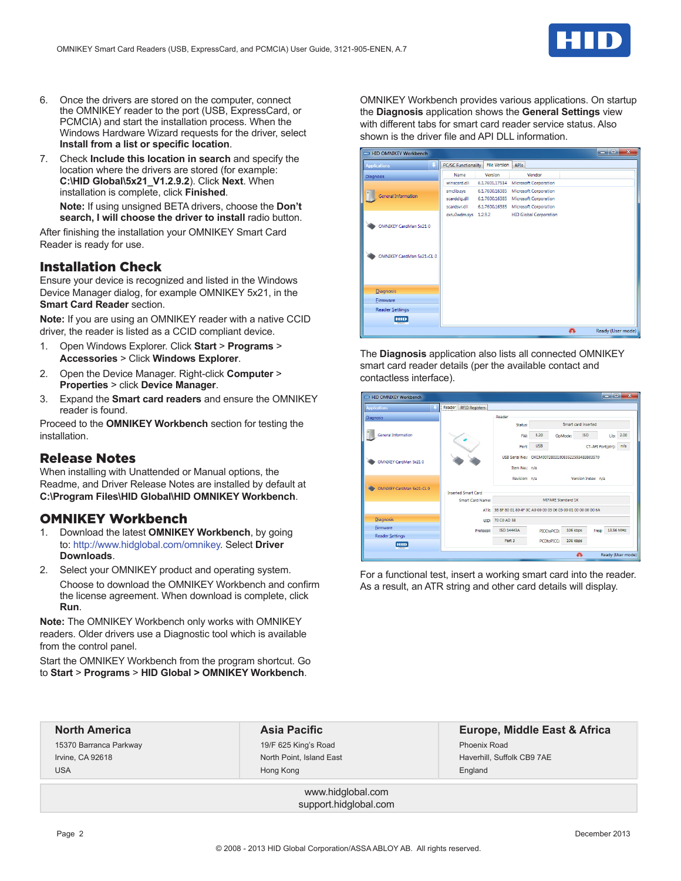6. Once the drivers are stored on the computer, connect the OMNIKEY reader to the port (USB, ExpressCard, or PCMCIA) and start the installation process. When the Windows Hardware Wizard requests for the driver, select **Install from a list or specific location**.
7. Check **Include this location in search** and specify the location where the drivers are stored (for example: **C:\HID Global\5x21_V1.2.9.2**). Click **Next**. When installation is complete, click **Finished**.

   **Note:** If using unsigned BETA drivers, choose the **Don't search, I will choose the driver to install** radio button.

After finishing the installation your OMNIKEY Smart Card Reader is ready for use.

## Installation Check

Ensure your device is recognized and listed in the Windows Device Manager dialog, for example OMNIKEY 5x21, in the **Smart Card Reader** section.

**Note:** If you are using an OMNIKEY reader with a native CCID driver, the reader is listed as a CCID compliant device.

1. Open Windows Explorer. Click **Start** > **Programs** > **Accessories** > Click **Windows Explorer**.
2. Open the Device Manager. Right-click **Computer** > **Properties** > click **Device Manager**.
3. Expand the **Smart card readers** and ensure the OMNIKEY reader is found.

Proceed to the **OMNIKEY Workbench** section for testing the installation.

## Release Notes

When installing with Unattended or Manual options, the Readme, and Driver Release Notes are installed by default at **C:\Program Files\HID Global\HID OMNIKEY Workbench**.

## OMNIKEY Workbench

1. Download the latest **OMNIKEY Workbench**, by going to: http://www.hidglobal.com/omnikey. Select **Driver Downloads**.
2. Select your OMNIKEY product and operating system.

   Choose to download the OMNIKEY Workbench and confirm the license agreement. When download is complete, click **Run**.

**Note:** The OMNIKEY Workbench only works with OMNIKEY readers. Older drivers use a Diagnostic tool which is available from the control panel.

Start the OMNIKEY Workbench from the program shortcut. Go to **Start** > **Programs** > **HID Global > OMNIKEY Workbench**.

OMNIKEY Workbench provides various applications. On startup the **Diagnosis** application shows the **General Settings** view with different tabs for smart card reader service status. Also shown is the driver file and API DLL information.

The **Diagnosis** application also lists all connected OMNIKEY smart card reader details (per the available contact and contactless interface).

For a functional test, insert a working smart card into the reader. As a result, an ATR string and other card details will display.

| North America | Asia Pacific | Europe, Middle East & Africa |
|---|---|---|
| 15370 Barranca Parkway<br>Irvine, CA 92618<br>USA | 19/F 625 King's Road<br>North Point, Island East<br>Hong Kong | Phoenix Road<br>Haverhill, Suffolk CB9 7AE<br>England |

www.hidglobal.com
support.hidglobal.com

December 2013

© 2008 - 2013 HID Global Corporation/ASSA ABLOY AB. All rights reserved.